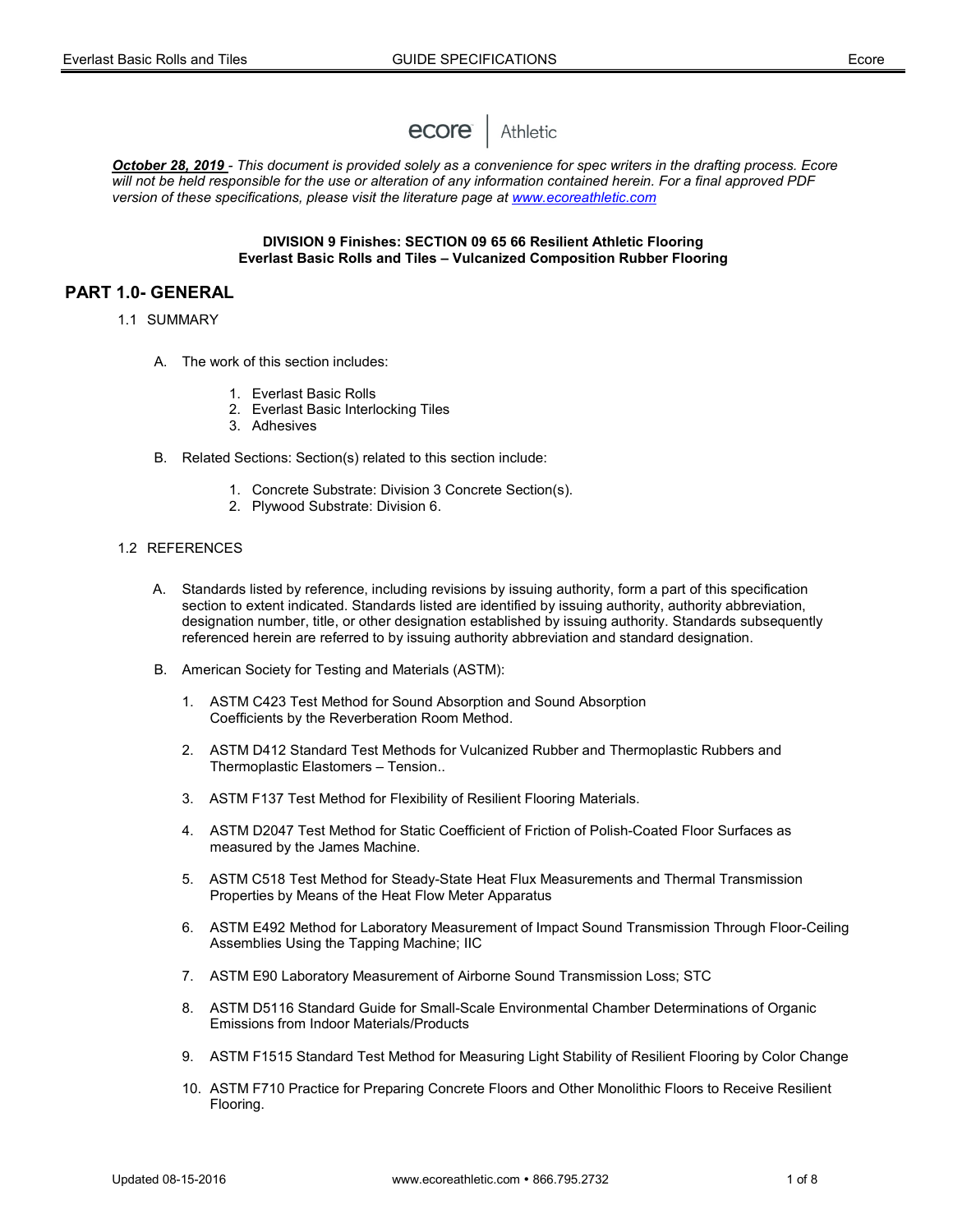ecore | Athletic

***October 28, 2019*** *- This document is provided solely as a convenience for spec writers in the drafting process. Ecore will not be held responsible for the use or alteration of any information contained herein. For a final approved PDF version of these specifications, please visit the literature page at [www.ecoreathletic.com](www.ecoreathletic.com)*

**DIVISION 9 Finishes: SECTION 09 65 66 Resilient Athletic Flooring**
**Everlast Basic Rolls and Tiles – Vulcanized Composition Rubber Flooring**

# PART 1.0- GENERAL

## 1.1 SUMMARY

A. The work of this section includes:

1. Everlast Basic Rolls
2. Everlast Basic Interlocking Tiles
3. Adhesives

B. Related Sections: Section(s) related to this section include:

1. Concrete Substrate: Division 3 Concrete Section(s).
2. Plywood Substrate: Division 6.

## 1.2 REFERENCES

A. Standards listed by reference, including revisions by issuing authority, form a part of this specification section to extent indicated. Standards listed are identified by issuing authority, authority abbreviation, designation number, title, or other designation established by issuing authority. Standards subsequently referenced herein are referred to by issuing authority abbreviation and standard designation.

B. American Society for Testing and Materials (ASTM):

1. ASTM C423 Test Method for Sound Absorption and Sound Absorption Coefficients by the Reverberation Room Method.
2. ASTM D412 Standard Test Methods for Vulcanized Rubber and Thermoplastic Rubbers and Thermoplastic Elastomers – Tension..
3. ASTM F137 Test Method for Flexibility of Resilient Flooring Materials.
4. ASTM D2047 Test Method for Static Coefficient of Friction of Polish-Coated Floor Surfaces as measured by the James Machine.
5. ASTM C518 Test Method for Steady-State Heat Flux Measurements and Thermal Transmission Properties by Means of the Heat Flow Meter Apparatus
6. ASTM E492 Method for Laboratory Measurement of Impact Sound Transmission Through Floor-Ceiling Assemblies Using the Tapping Machine; IIC
7. ASTM E90 Laboratory Measurement of Airborne Sound Transmission Loss; STC
8. ASTM D5116 Standard Guide for Small-Scale Environmental Chamber Determinations of Organic Emissions from Indoor Materials/Products
9. ASTM F1515 Standard Test Method for Measuring Light Stability of Resilient Flooring by Color Change
10. ASTM F710 Practice for Preparing Concrete Floors and Other Monolithic Floors to Receive Resilient Flooring.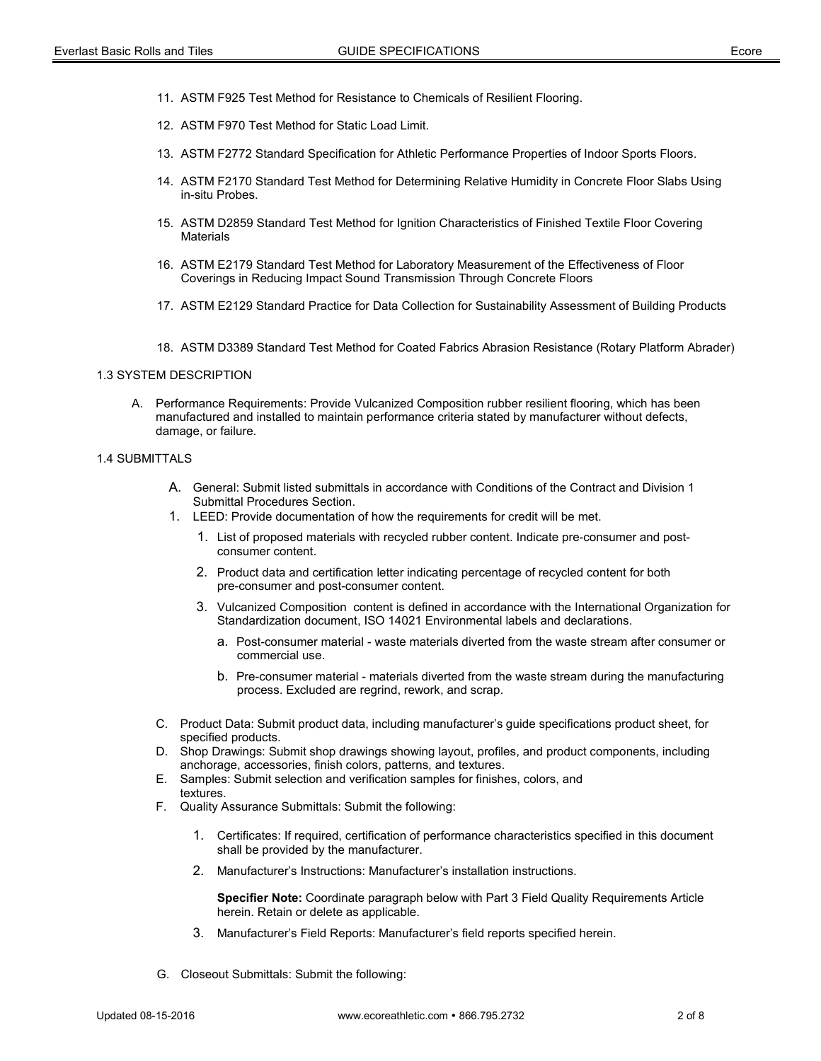11. ASTM F925 Test Method for Resistance to Chemicals of Resilient Flooring.

12. ASTM F970 Test Method for Static Load Limit.

13. ASTM F2772 Standard Specification for Athletic Performance Properties of Indoor Sports Floors.

14. ASTM F2170 Standard Test Method for Determining Relative Humidity in Concrete Floor Slabs Using in-situ Probes.

15. ASTM D2859 Standard Test Method for Ignition Characteristics of Finished Textile Floor Covering Materials

16. ASTM E2179 Standard Test Method for Laboratory Measurement of the Effectiveness of Floor Coverings in Reducing Impact Sound Transmission Through Concrete Floors

17. ASTM E2129 Standard Practice for Data Collection for Sustainability Assessment of Building Products

18. ASTM D3389 Standard Test Method for Coated Fabrics Abrasion Resistance (Rotary Platform Abrader)

1.3 SYSTEM DESCRIPTION

A. Performance Requirements: Provide Vulcanized Composition rubber resilient flooring, which has been manufactured and installed to maintain performance criteria stated by manufacturer without defects, damage, or failure.

1.4 SUBMITTALS

A. General: Submit listed submittals in accordance with Conditions of the Contract and Division 1 Submittal Procedures Section.

1. LEED: Provide documentation of how the requirements for credit will be met.

   1. List of proposed materials with recycled rubber content. Indicate pre-consumer and post-consumer content.

   2. Product data and certification letter indicating percentage of recycled content for both pre-consumer and post-consumer content.

   3. Vulcanized Composition content is defined in accordance with the International Organization for Standardization document, ISO 14021 Environmental labels and declarations.

      a. Post-consumer material - waste materials diverted from the waste stream after consumer or commercial use.

      b. Pre-consumer material - materials diverted from the waste stream during the manufacturing process. Excluded are regrind, rework, and scrap.

C. Product Data: Submit product data, including manufacturer's guide specifications product sheet, for specified products.

D. Shop Drawings: Submit shop drawings showing layout, profiles, and product components, including anchorage, accessories, finish colors, patterns, and textures.

E. Samples: Submit selection and verification samples for finishes, colors, and textures.

F. Quality Assurance Submittals: Submit the following:

   1. Certificates: If required, certification of performance characteristics specified in this document shall be provided by the manufacturer.

   2. Manufacturer's Instructions: Manufacturer's installation instructions.

      **Specifier Note:** Coordinate paragraph below with Part 3 Field Quality Requirements Article herein. Retain or delete as applicable.

   3. Manufacturer's Field Reports: Manufacturer's field reports specified herein.

G. Closeout Submittals: Submit the following: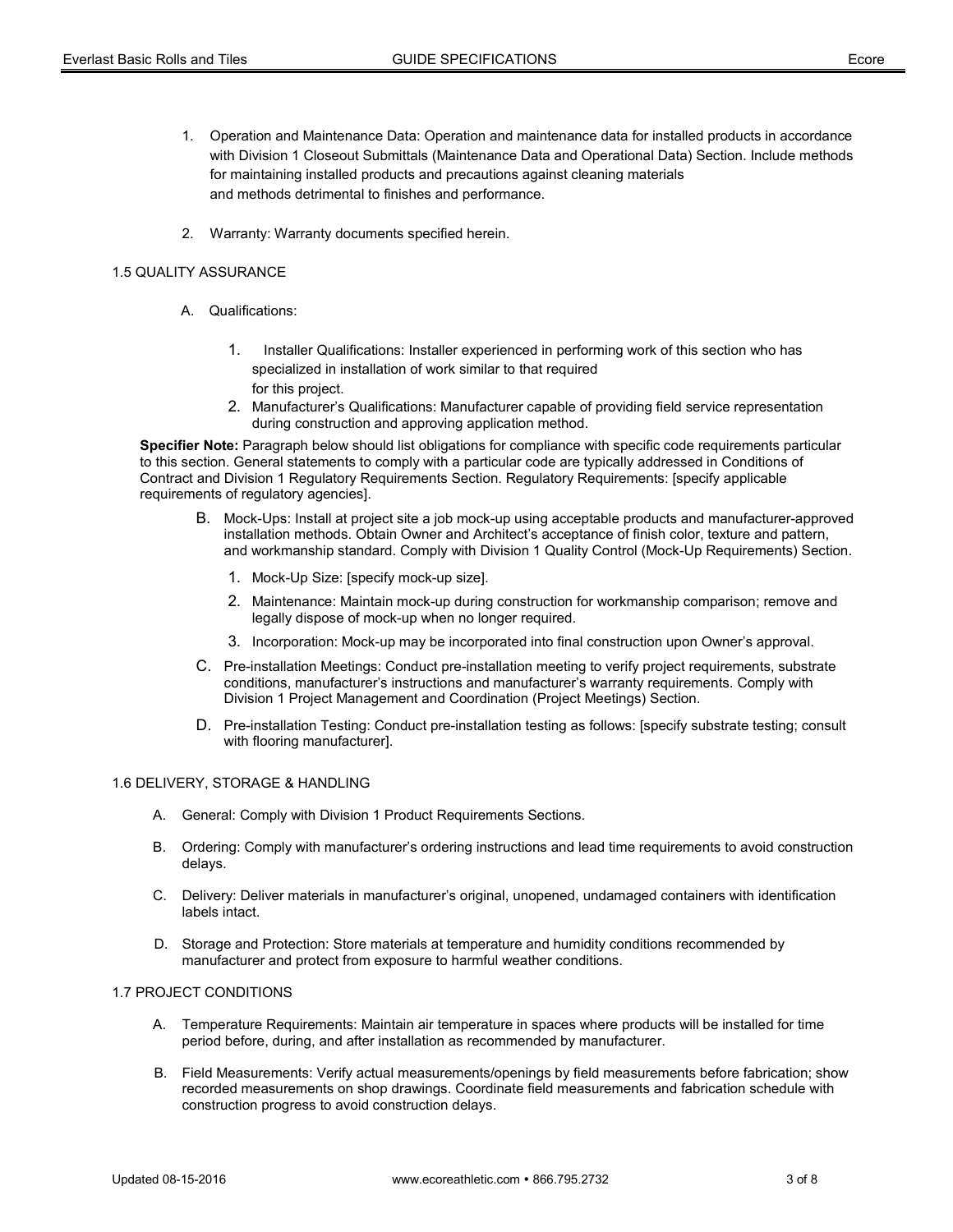1. Operation and Maintenance Data: Operation and maintenance data for installed products in accordance with Division 1 Closeout Submittals (Maintenance Data and Operational Data) Section. Include methods for maintaining installed products and precautions against cleaning materials and methods detrimental to finishes and performance.

2. Warranty: Warranty documents specified herein.

### 1.5 QUALITY ASSURANCE

A. Qualifications:

1. Installer Qualifications: Installer experienced in performing work of this section who has specialized in installation of work similar to that required for this project.
2. Manufacturer's Qualifications: Manufacturer capable of providing field service representation during construction and approving application method.

**Specifier Note:** Paragraph below should list obligations for compliance with specific code requirements particular to this section. General statements to comply with a particular code are typically addressed in Conditions of Contract and Division 1 Regulatory Requirements Section. Regulatory Requirements: [specify applicable requirements of regulatory agencies].

B. Mock-Ups: Install at project site a job mock-up using acceptable products and manufacturer-approved installation methods. Obtain Owner and Architect's acceptance of finish color, texture and pattern, and workmanship standard. Comply with Division 1 Quality Control (Mock-Up Requirements) Section.

1. Mock-Up Size: [specify mock-up size].
2. Maintenance: Maintain mock-up during construction for workmanship comparison; remove and legally dispose of mock-up when no longer required.
3. Incorporation: Mock-up may be incorporated into final construction upon Owner's approval.

C. Pre-installation Meetings: Conduct pre-installation meeting to verify project requirements, substrate conditions, manufacturer's instructions and manufacturer's warranty requirements. Comply with Division 1 Project Management and Coordination (Project Meetings) Section.

D. Pre-installation Testing: Conduct pre-installation testing as follows: [specify substrate testing; consult with flooring manufacturer].

### 1.6 DELIVERY, STORAGE & HANDLING

A. General: Comply with Division 1 Product Requirements Sections.

B. Ordering: Comply with manufacturer's ordering instructions and lead time requirements to avoid construction delays.

C. Delivery: Deliver materials in manufacturer's original, unopened, undamaged containers with identification labels intact.

D. Storage and Protection: Store materials at temperature and humidity conditions recommended by manufacturer and protect from exposure to harmful weather conditions.

### 1.7 PROJECT CONDITIONS

A. Temperature Requirements: Maintain air temperature in spaces where products will be installed for time period before, during, and after installation as recommended by manufacturer.

B. Field Measurements: Verify actual measurements/openings by field measurements before fabrication; show recorded measurements on shop drawings. Coordinate field measurements and fabrication schedule with construction progress to avoid construction delays.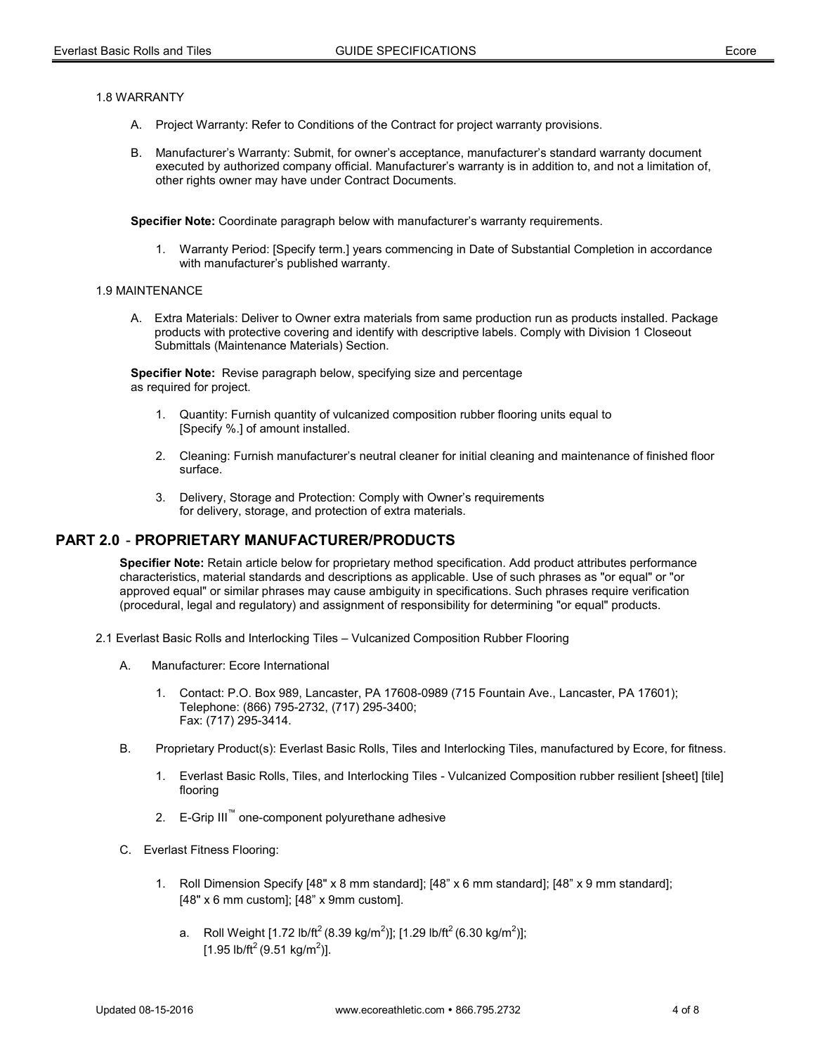1.8 WARRANTY

A. Project Warranty: Refer to Conditions of the Contract for project warranty provisions.

B. Manufacturer's Warranty: Submit, for owner's acceptance, manufacturer's standard warranty document executed by authorized company official. Manufacturer's warranty is in addition to, and not a limitation of, other rights owner may have under Contract Documents.

**Specifier Note:** Coordinate paragraph below with manufacturer's warranty requirements.

1. Warranty Period: [Specify term.] years commencing in Date of Substantial Completion in accordance with manufacturer's published warranty.

1.9 MAINTENANCE

A. Extra Materials: Deliver to Owner extra materials from same production run as products installed. Package products with protective covering and identify with descriptive labels. Comply with Division 1 Closeout Submittals (Maintenance Materials) Section.

**Specifier Note:** Revise paragraph below, specifying size and percentage as required for project.

1. Quantity: Furnish quantity of vulcanized composition rubber flooring units equal to [Specify %.] of amount installed.

2. Cleaning: Furnish manufacturer's neutral cleaner for initial cleaning and maintenance of finished floor surface.

3. Delivery, Storage and Protection: Comply with Owner's requirements for delivery, storage, and protection of extra materials.

## PART 2.0 - PROPRIETARY MANUFACTURER/PRODUCTS

**Specifier Note:** Retain article below for proprietary method specification. Add product attributes performance characteristics, material standards and descriptions as applicable. Use of such phrases as "or equal" or "or approved equal" or similar phrases may cause ambiguity in specifications. Such phrases require verification (procedural, legal and regulatory) and assignment of responsibility for determining "or equal" products.

2.1 Everlast Basic Rolls and Interlocking Tiles – Vulcanized Composition Rubber Flooring

A. Manufacturer: Ecore International

1. Contact: P.O. Box 989, Lancaster, PA 17608-0989 (715 Fountain Ave., Lancaster, PA 17601); Telephone: (866) 795-2732, (717) 295-3400; Fax: (717) 295-3414.

B. Proprietary Product(s): Everlast Basic Rolls, Tiles and Interlocking Tiles, manufactured by Ecore, for fitness.

1. Everlast Basic Rolls, Tiles, and Interlocking Tiles - Vulcanized Composition rubber resilient [sheet] [tile] flooring

2. E-Grip III™ one-component polyurethane adhesive

C. Everlast Fitness Flooring:

1. Roll Dimension Specify [48" x 8 mm standard]; [48" x 6 mm standard]; [48" x 9 mm standard]; [48" x 6 mm custom]; [48" x 9mm custom].

   a. Roll Weight [1.72 lb/ft$^2$ (8.39 kg/m$^2$)]; [1.29 lb/ft$^2$ (6.30 kg/m$^2$)]; [1.95 lb/ft$^2$ (9.51 kg/m$^2$)].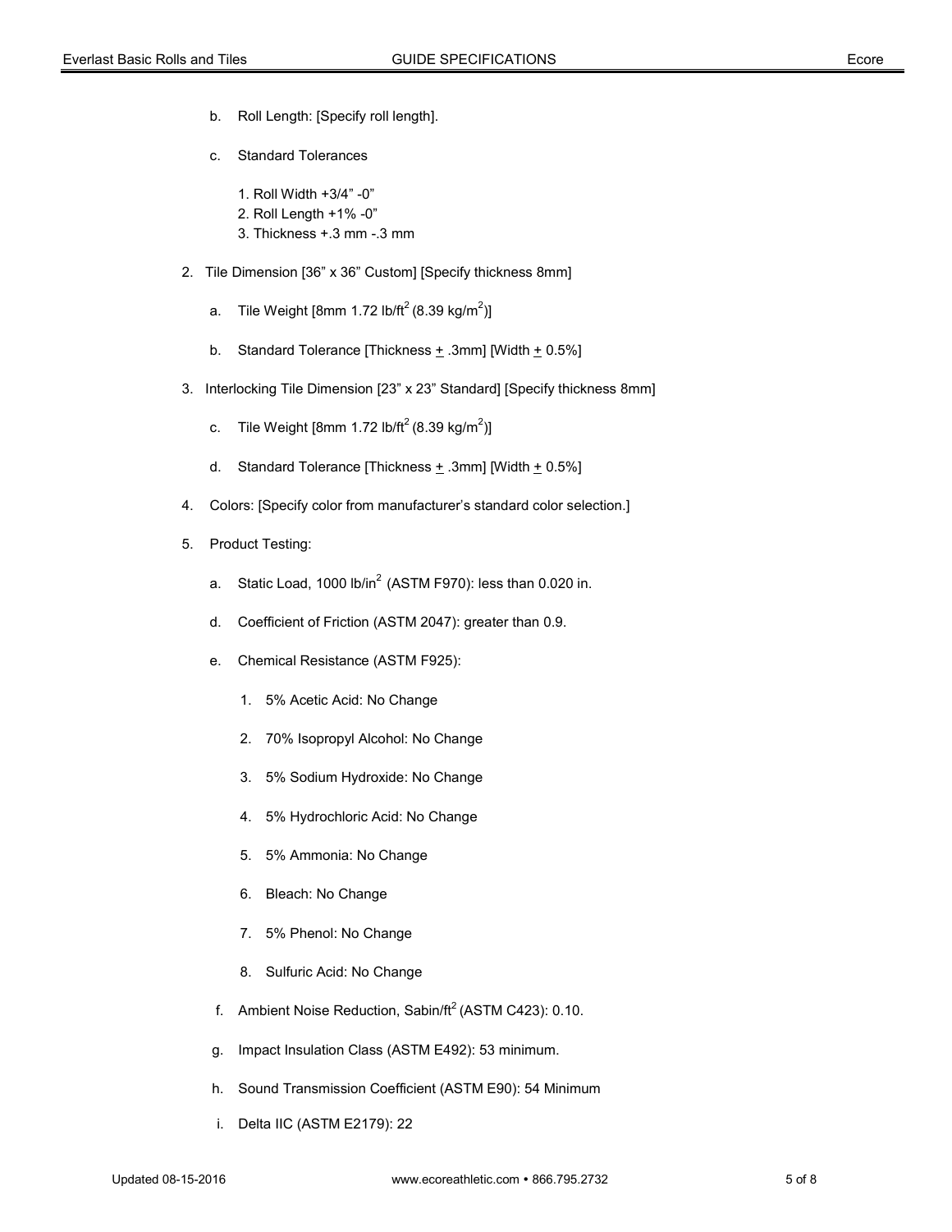b. Roll Length: [Specify roll length].

c. Standard Tolerances

1. Roll Width +3/4" -0"
2. Roll Length +1% -0"
3. Thickness +.3 mm -.3 mm

2. Tile Dimension [36" x 36" Custom] [Specify thickness 8mm]

   a. Tile Weight [8mm 1.72 lb/ft$^2$ (8.39 kg/m$^2$)]

   b. Standard Tolerance [Thickness ± .3mm] [Width ± 0.5%]

3. Interlocking Tile Dimension [23" x 23" Standard] [Specify thickness 8mm]

   c. Tile Weight [8mm 1.72 lb/ft$^2$ (8.39 kg/m$^2$)]

   d. Standard Tolerance [Thickness ± .3mm] [Width ± 0.5%]

4. Colors: [Specify color from manufacturer's standard color selection.]

5. Product Testing:

   a. Static Load, 1000 lb/in$^2$ (ASTM F970): less than 0.020 in.

   d. Coefficient of Friction (ASTM 2047): greater than 0.9.

   e. Chemical Resistance (ASTM F925):

      1. 5% Acetic Acid: No Change
      2. 70% Isopropyl Alcohol: No Change
      3. 5% Sodium Hydroxide: No Change
      4. 5% Hydrochloric Acid: No Change
      5. 5% Ammonia: No Change
      6. Bleach: No Change
      7. 5% Phenol: No Change
      8. Sulfuric Acid: No Change

   f. Ambient Noise Reduction, Sabin/ft$^2$ (ASTM C423): 0.10.

   g. Impact Insulation Class (ASTM E492): 53 minimum.

   h. Sound Transmission Coefficient (ASTM E90): 54 Minimum

   i. Delta IIC (ASTM E2179): 22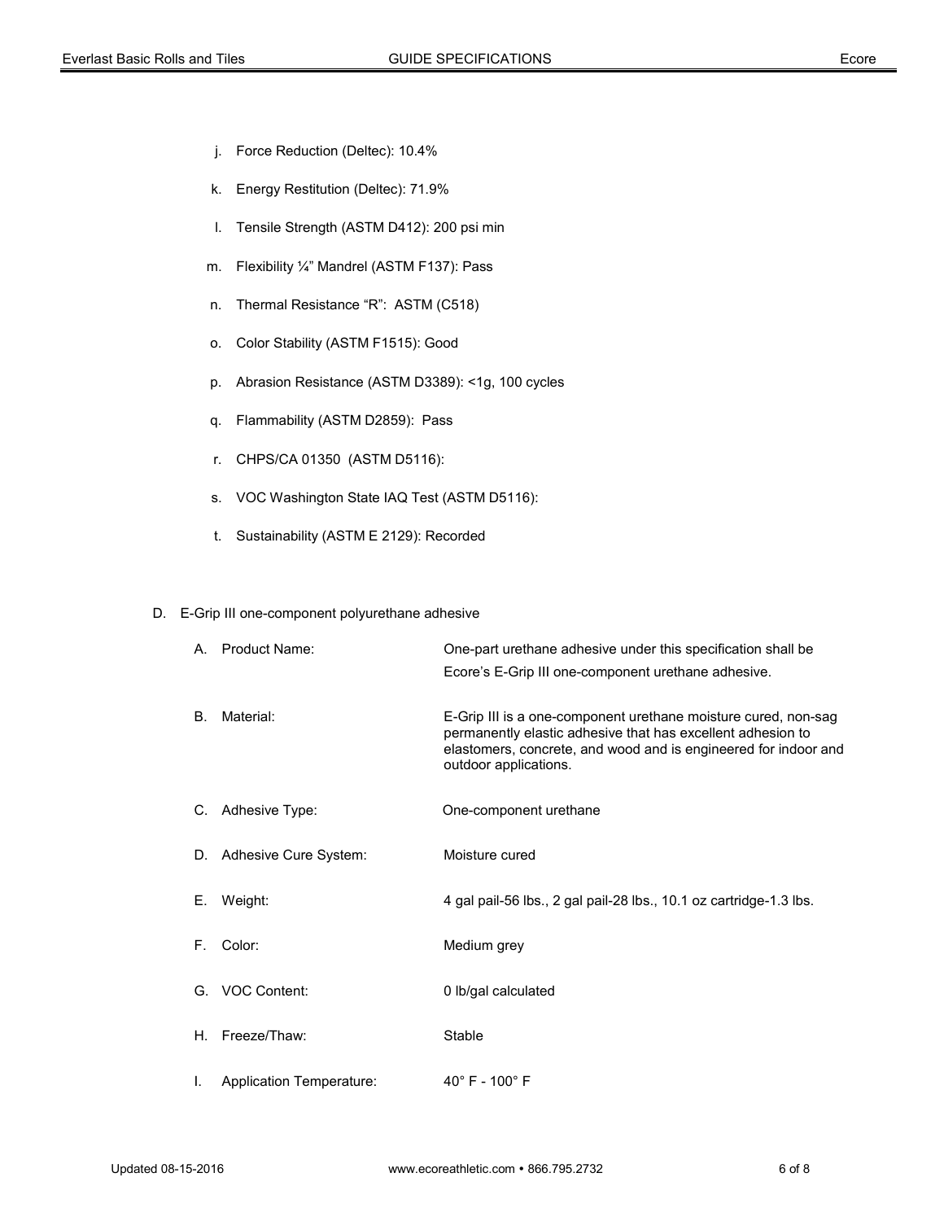j. Force Reduction (Deltec): 10.4%

k. Energy Restitution (Deltec): 71.9%

l. Tensile Strength (ASTM D412): 200 psi min

m. Flexibility ¼" Mandrel (ASTM F137): Pass

n. Thermal Resistance "R": ASTM (C518)

o. Color Stability (ASTM F1515): Good

p. Abrasion Resistance (ASTM D3389): <1g, 100 cycles

q. Flammability (ASTM D2859): Pass

r. CHPS/CA 01350 (ASTM D5116):

s. VOC Washington State IAQ Test (ASTM D5116):

t. Sustainability (ASTM E 2129): Recorded

D. E-Grip III one-component polyurethane adhesive

A. Product Name: One-part urethane adhesive under this specification shall be Ecore's E-Grip III one-component urethane adhesive.

B. Material: E-Grip III is a one-component urethane moisture cured, non-sag permanently elastic adhesive that has excellent adhesion to elastomers, concrete, and wood and is engineered for indoor and outdoor applications.

C. Adhesive Type: One-component urethane

D. Adhesive Cure System: Moisture cured

E. Weight: 4 gal pail-56 lbs., 2 gal pail-28 lbs., 10.1 oz cartridge-1.3 lbs.

F. Color: Medium grey

G. VOC Content: 0 lb/gal calculated

H. Freeze/Thaw: Stable

I. Application Temperature: 40° F - 100° F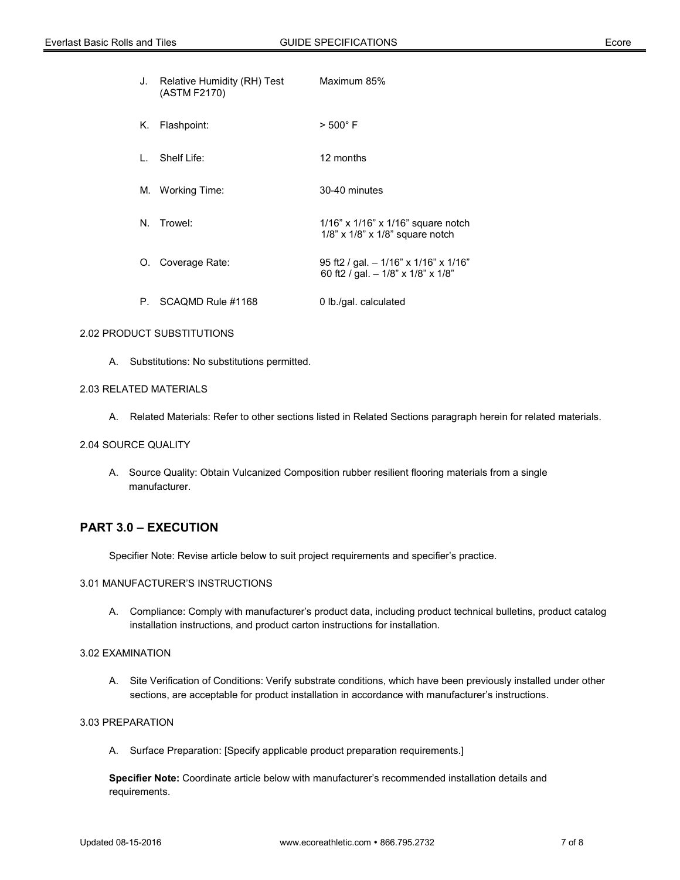J. Relative Humidity (RH) Test (ASTM F2170) — Maximum 85%

K. Flashpoint: — > 500° F

L. Shelf Life: — 12 months

M. Working Time: — 30-40 minutes

N. Trowel: — 1/16” x 1/16” x 1/16” square notch; 1/8” x 1/8” x 1/8” square notch

O. Coverage Rate: — 95 ft2 / gal. – 1/16” x 1/16” x 1/16”; 60 ft2 / gal. – 1/8” x 1/8” x 1/8”

P. SCAQMD Rule #1168 — 0 lb./gal. calculated

2.02 PRODUCT SUBSTITUTIONS

A. Substitutions: No substitutions permitted.

2.03 RELATED MATERIALS

A. Related Materials: Refer to other sections listed in Related Sections paragraph herein for related materials.

2.04 SOURCE QUALITY

A. Source Quality: Obtain Vulcanized Composition rubber resilient flooring materials from a single manufacturer.

## PART 3.0 – EXECUTION

Specifier Note: Revise article below to suit project requirements and specifier’s practice.

3.01 MANUFACTURER’S INSTRUCTIONS

A. Compliance: Comply with manufacturer’s product data, including product technical bulletins, product catalog installation instructions, and product carton instructions for installation.

3.02 EXAMINATION

A. Site Verification of Conditions: Verify substrate conditions, which have been previously installed under other sections, are acceptable for product installation in accordance with manufacturer’s instructions.

3.03 PREPARATION

A. Surface Preparation: [Specify applicable product preparation requirements.]

**Specifier Note:** Coordinate article below with manufacturer’s recommended installation details and requirements.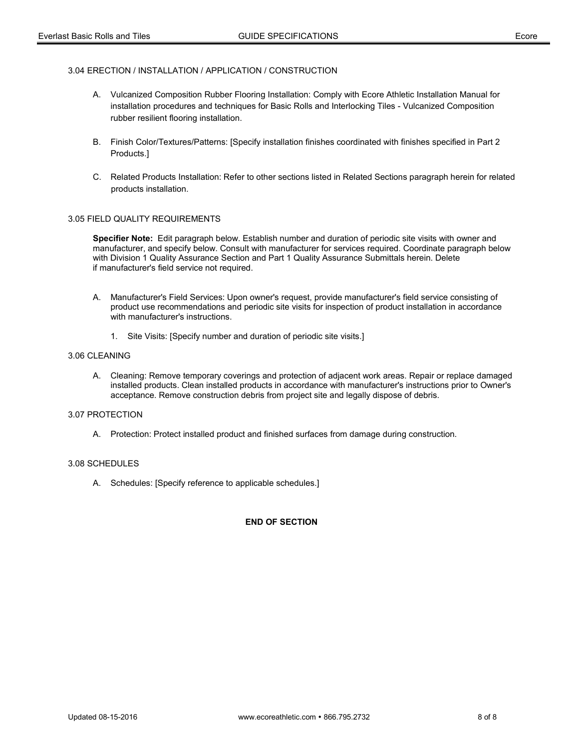### 3.04 ERECTION / INSTALLATION / APPLICATION / CONSTRUCTION

A. Vulcanized Composition Rubber Flooring Installation: Comply with Ecore Athletic Installation Manual for installation procedures and techniques for Basic Rolls and Interlocking Tiles - Vulcanized Composition rubber resilient flooring installation.

B. Finish Color/Textures/Patterns: [Specify installation finishes coordinated with finishes specified in Part 2 Products.]

C. Related Products Installation: Refer to other sections listed in Related Sections paragraph herein for related products installation.

### 3.05 FIELD QUALITY REQUIREMENTS

**Specifier Note:** Edit paragraph below. Establish number and duration of periodic site visits with owner and manufacturer, and specify below. Consult with manufacturer for services required. Coordinate paragraph below with Division 1 Quality Assurance Section and Part 1 Quality Assurance Submittals herein. Delete if manufacturer's field service not required.

A. Manufacturer's Field Services: Upon owner's request, provide manufacturer's field service consisting of product use recommendations and periodic site visits for inspection of product installation in accordance with manufacturer's instructions.

   1. Site Visits: [Specify number and duration of periodic site visits.]

### 3.06 CLEANING

A. Cleaning: Remove temporary coverings and protection of adjacent work areas. Repair or replace damaged installed products. Clean installed products in accordance with manufacturer's instructions prior to Owner's acceptance. Remove construction debris from project site and legally dispose of debris.

### 3.07 PROTECTION

A. Protection: Protect installed product and finished surfaces from damage during construction.

### 3.08 SCHEDULES

A. Schedules: [Specify reference to applicable schedules.]

**END OF SECTION**